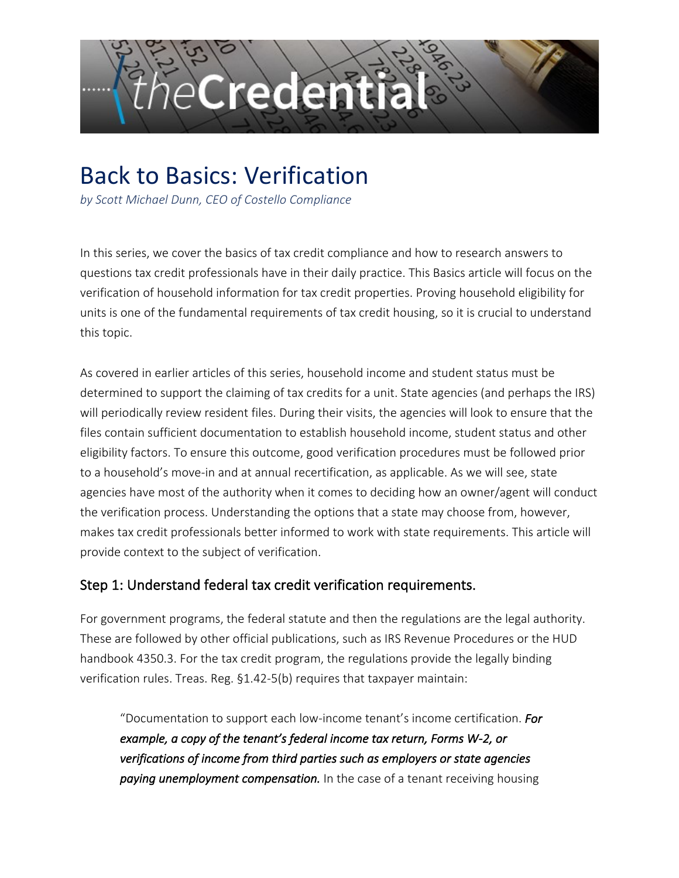# Back to Basics: Verification

*by Scott Michael Dunn, CEO of Costello Compliance*

In this series, we cover the basics of tax credit compliance and how to research answers to questions tax credit professionals have in their daily practice. This Basics article will focus on the verification of household information for tax credit properties. Proving household eligibility for units is one of the fundamental requirements of tax credit housing, so it is crucial to understand this topic.

As covered in earlier articles of this series, household income and student status must be determined to support the claiming of tax credits for a unit. State agencies (and perhaps the IRS) will periodically review resident files. During their visits, the agencies will look to ensure that the files contain sufficient documentation to establish household income, student status and other eligibility factors. To ensure this outcome, good verification procedures must be followed prior to a household's move-in and at annual recertification, as applicable. As we will see, state agencies have most of the authority when it comes to deciding how an owner/agent will conduct the verification process. Understanding the options that a state may choose from, however, makes tax credit professionals better informed to work with state requirements. This article will provide context to the subject of verification.

## Step 1: Understand federal tax credit verification requirements.

For government programs, the federal statute and then the regulations are the legal authority. These are followed by other official publications, such as IRS Revenue Procedures or the HUD handbook 4350.3. For the tax credit program, the regulations provide the legally binding verification rules. Treas. Reg. §1.42-5(b) requires that taxpayer maintain:

> "Documentation to support each low-income tenant's income certification. ***For example, a copy of the tenant's federal income tax return, Forms W-2, or verifications of income from third parties such as employers or state agencies paying unemployment compensation.*** In the case of a tenant receiving housing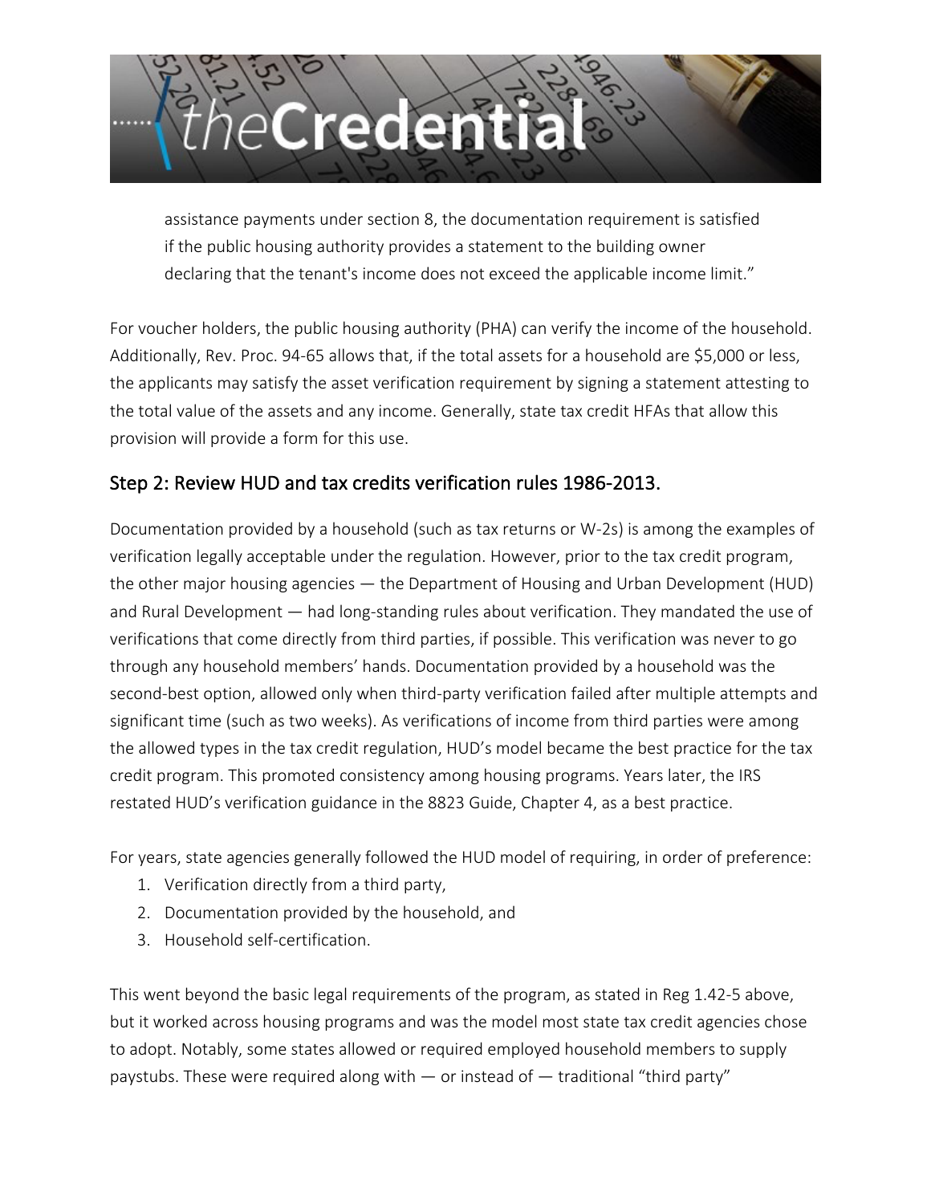> assistance payments under section 8, the documentation requirement is satisfied if the public housing authority provides a statement to the building owner declaring that the tenant's income does not exceed the applicable income limit."

For voucher holders, the public housing authority (PHA) can verify the income of the household. Additionally, Rev. Proc. 94-65 allows that, if the total assets for a household are $5,000 or less, the applicants may satisfy the asset verification requirement by signing a statement attesting to the total value of the assets and any income. Generally, state tax credit HFAs that allow this provision will provide a form for this use.

## Step 2: Review HUD and tax credits verification rules 1986-2013.

Documentation provided by a household (such as tax returns or W-2s) is among the examples of verification legally acceptable under the regulation. However, prior to the tax credit program, the other major housing agencies — the Department of Housing and Urban Development (HUD) and Rural Development — had long-standing rules about verification. They mandated the use of verifications that come directly from third parties, if possible. This verification was never to go through any household members' hands. Documentation provided by a household was the second-best option, allowed only when third-party verification failed after multiple attempts and significant time (such as two weeks). As verifications of income from third parties were among the allowed types in the tax credit regulation, HUD's model became the best practice for the tax credit program. This promoted consistency among housing programs. Years later, the IRS restated HUD's verification guidance in the 8823 Guide, Chapter 4, as a best practice.

For years, state agencies generally followed the HUD model of requiring, in order of preference:

1. Verification directly from a third party,
2. Documentation provided by the household, and
3. Household self-certification.

This went beyond the basic legal requirements of the program, as stated in Reg 1.42-5 above, but it worked across housing programs and was the model most state tax credit agencies chose to adopt. Notably, some states allowed or required employed household members to supply paystubs. These were required along with — or instead of — traditional "third party"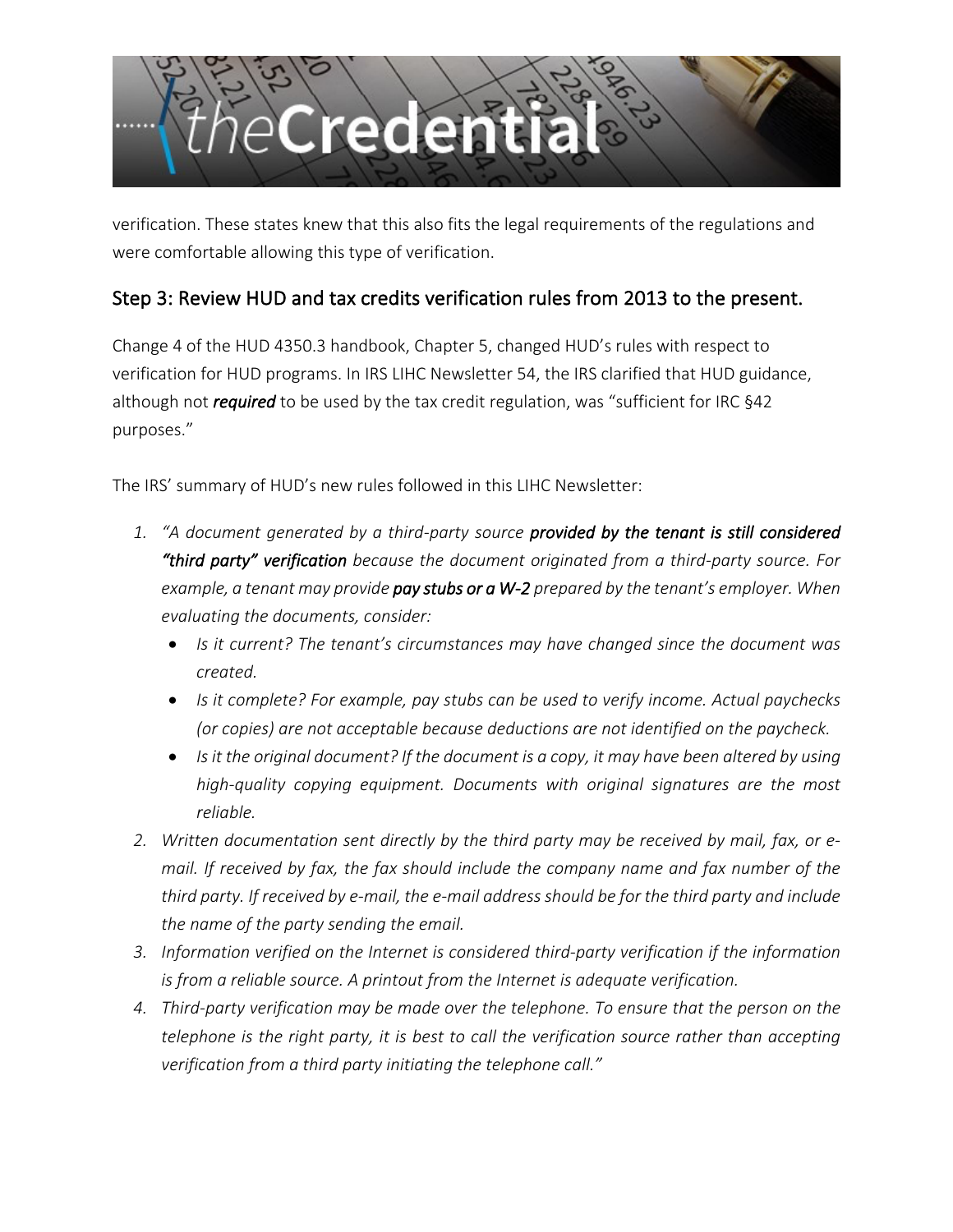verification. These states knew that this also fits the legal requirements of the regulations and were comfortable allowing this type of verification.

## Step 3: Review HUD and tax credits verification rules from 2013 to the present.

Change 4 of the HUD 4350.3 handbook, Chapter 5, changed HUD's rules with respect to verification for HUD programs. In IRS LIHC Newsletter 54, the IRS clarified that HUD guidance, although not ***required*** to be used by the tax credit regulation, was "sufficient for IRC §42 purposes."

The IRS' summary of HUD's new rules followed in this LIHC Newsletter:

1. *"A document generated by a third-party source **provided by the tenant is still considered "third party" verification** because the document originated from a third-party source. For example, a tenant may provide **pay stubs or a W-2** prepared by the tenant's employer. When evaluating the documents, consider:*
   - *Is it current? The tenant's circumstances may have changed since the document was created.*
   - *Is it complete? For example, pay stubs can be used to verify income. Actual paychecks (or copies) are not acceptable because deductions are not identified on the paycheck.*
   - *Is it the original document? If the document is a copy, it may have been altered by using high-quality copying equipment. Documents with original signatures are the most reliable.*
2. *Written documentation sent directly by the third party may be received by mail, fax, or e-mail. If received by fax, the fax should include the company name and fax number of the third party. If received by e-mail, the e-mail address should be for the third party and include the name of the party sending the email.*
3. *Information verified on the Internet is considered third-party verification if the information is from a reliable source. A printout from the Internet is adequate verification.*
4. *Third-party verification may be made over the telephone. To ensure that the person on the telephone is the right party, it is best to call the verification source rather than accepting verification from a third party initiating the telephone call."*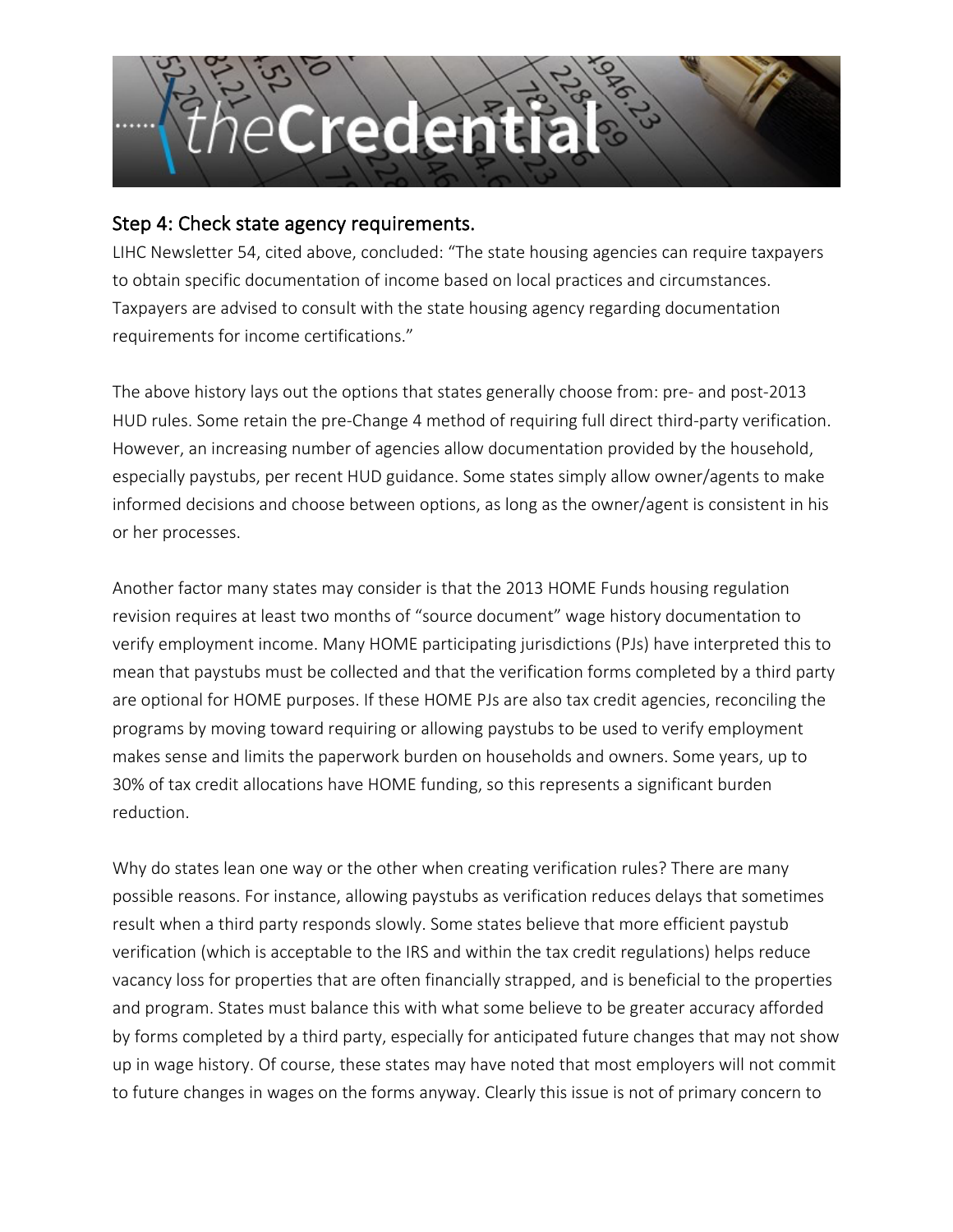## Step 4: Check state agency requirements.

LIHC Newsletter 54, cited above, concluded: "The state housing agencies can require taxpayers to obtain specific documentation of income based on local practices and circumstances. Taxpayers are advised to consult with the state housing agency regarding documentation requirements for income certifications."

The above history lays out the options that states generally choose from: pre- and post-2013 HUD rules. Some retain the pre-Change 4 method of requiring full direct third-party verification. However, an increasing number of agencies allow documentation provided by the household, especially paystubs, per recent HUD guidance. Some states simply allow owner/agents to make informed decisions and choose between options, as long as the owner/agent is consistent in his or her processes.

Another factor many states may consider is that the 2013 HOME Funds housing regulation revision requires at least two months of "source document" wage history documentation to verify employment income. Many HOME participating jurisdictions (PJs) have interpreted this to mean that paystubs must be collected and that the verification forms completed by a third party are optional for HOME purposes. If these HOME PJs are also tax credit agencies, reconciling the programs by moving toward requiring or allowing paystubs to be used to verify employment makes sense and limits the paperwork burden on households and owners. Some years, up to 30% of tax credit allocations have HOME funding, so this represents a significant burden reduction.

Why do states lean one way or the other when creating verification rules? There are many possible reasons. For instance, allowing paystubs as verification reduces delays that sometimes result when a third party responds slowly. Some states believe that more efficient paystub verification (which is acceptable to the IRS and within the tax credit regulations) helps reduce vacancy loss for properties that are often financially strapped, and is beneficial to the properties and program. States must balance this with what some believe to be greater accuracy afforded by forms completed by a third party, especially for anticipated future changes that may not show up in wage history. Of course, these states may have noted that most employers will not commit to future changes in wages on the forms anyway. Clearly this issue is not of primary concern to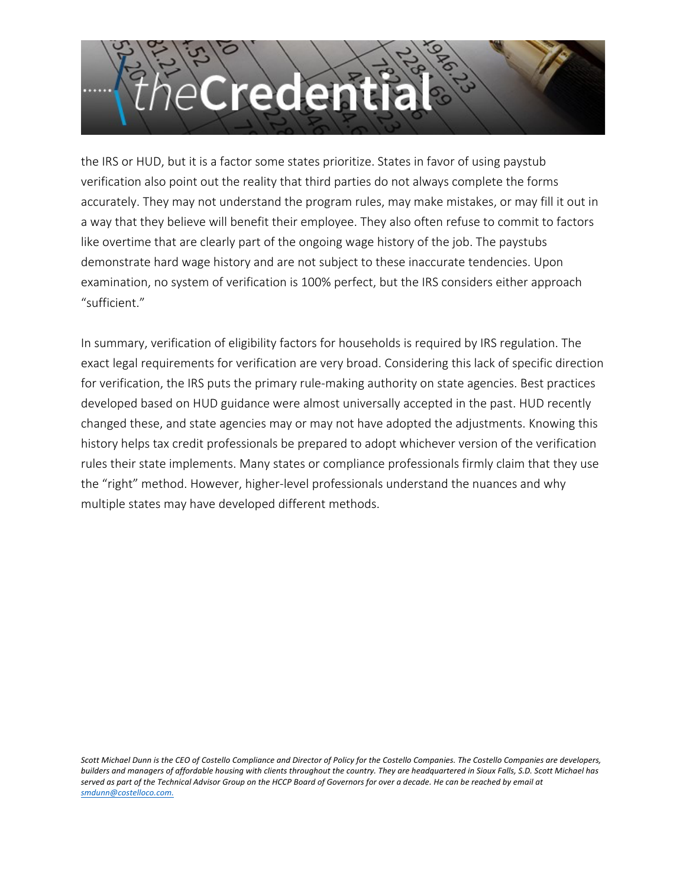the IRS or HUD, but it is a factor some states prioritize. States in favor of using paystub verification also point out the reality that third parties do not always complete the forms accurately. They may not understand the program rules, may make mistakes, or may fill it out in a way that they believe will benefit their employee. They also often refuse to commit to factors like overtime that are clearly part of the ongoing wage history of the job. The paystubs demonstrate hard wage history and are not subject to these inaccurate tendencies. Upon examination, no system of verification is 100% perfect, but the IRS considers either approach "sufficient."

In summary, verification of eligibility factors for households is required by IRS regulation. The exact legal requirements for verification are very broad. Considering this lack of specific direction for verification, the IRS puts the primary rule-making authority on state agencies. Best practices developed based on HUD guidance were almost universally accepted in the past. HUD recently changed these, and state agencies may or may not have adopted the adjustments. Knowing this history helps tax credit professionals be prepared to adopt whichever version of the verification rules their state implements. Many states or compliance professionals firmly claim that they use the "right" method. However, higher-level professionals understand the nuances and why multiple states may have developed different methods.

*Scott Michael Dunn is the CEO of Costello Compliance and Director of Policy for the Costello Companies. The Costello Companies are developers, builders and managers of affordable housing with clients throughout the country. They are headquartered in Sioux Falls, S.D. Scott Michael has served as part of the Technical Advisor Group on the HCCP Board of Governors for over a decade. He can be reached by email at [smdunn@costelloco.com.](mailto:smdunn@costelloco.com)*